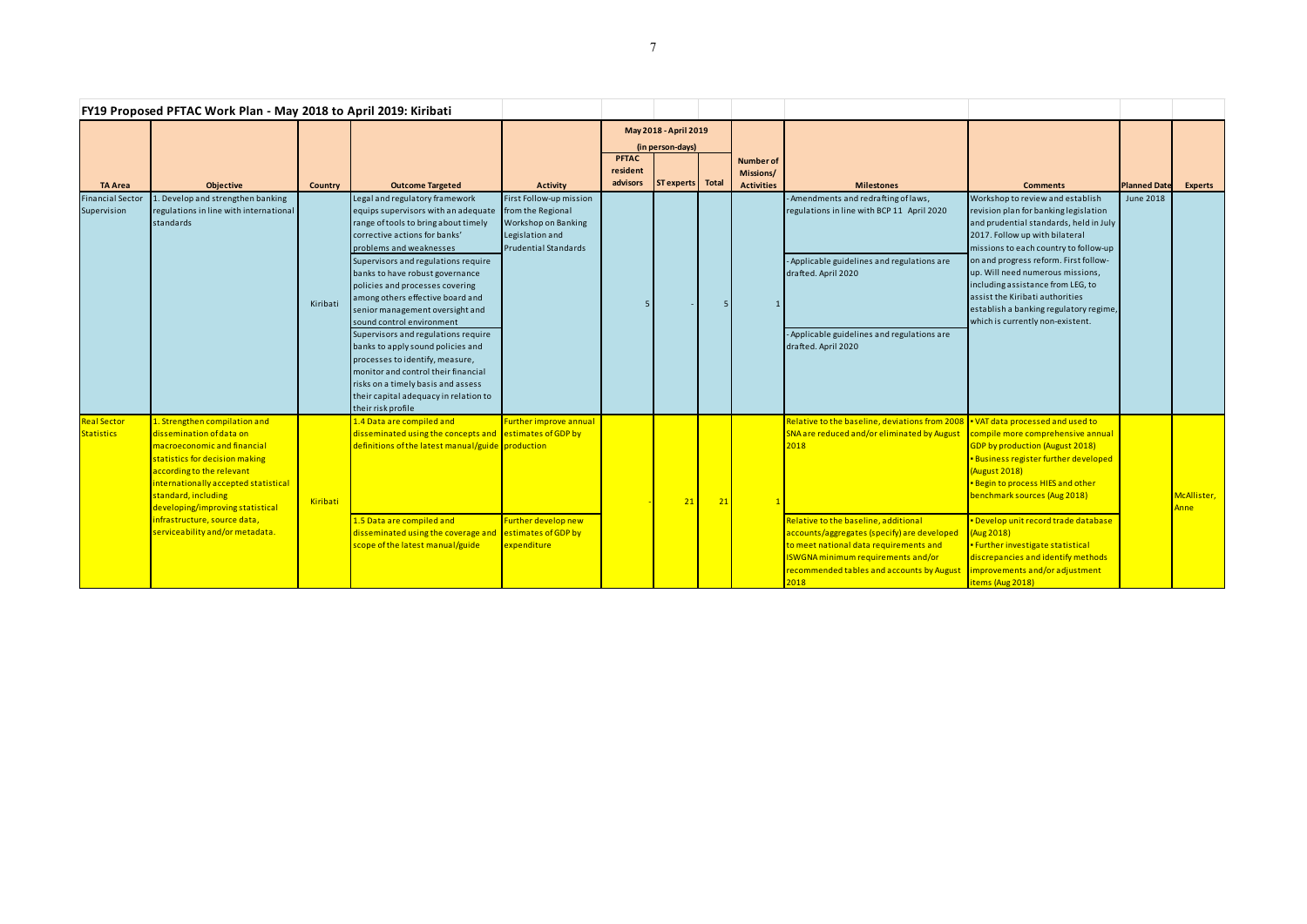## FY19 Proposed PFTAC Work Plan - May 2018 to April 2019: Kiribati

| TA Area | Objective | Country | Outcome Targeted | Activity | May 2018 - April 2019 (in person-days) PFTAC resident advisors | ST experts | Total | Number of Missions/ Activities | Milestones | Comments | Planned Date | Experts |
|---|---|---|---|---|---|---|---|---|---|---|---|---|
| Financial Sector Supervision | 1. Develop and strengthen banking regulations in line with international standards | Kiribati | Legal and regulatory framework equips supervisors with an adequate range of tools to bring about timely corrective actions for banks' problems and weaknesses | First Follow-up mission from the Regional Workshop on Banking Legislation and Prudential Standards | 5 | - | 5 | 1 | - Amendments and redrafting of laws, regulations in line with BCP 11 April 2020 | Workshop to review and establish revision plan for banking legislation and prudential standards, held in July 2017. Follow up with bilateral missions to each country to follow-up on and progress reform. First follow-up. Will need numerous missions, including assistance from LEG, to assist the Kiribati authorities establish a banking regulatory regime, which is currently non-existent. | June 2018 | |
| | | | Supervisors and regulations require banks to have robust governance policies and processes covering among others effective board and senior management oversight and sound control environment | | | | | | - Applicable guidelines and regulations are drafted. April 2020 | | | |
| | | | Supervisors and regulations require banks to apply sound policies and processes to identify, measure, monitor and control their financial risks on a timely basis and assess their capital adequacy in relation to their risk profile | | | | | | - Applicable guidelines and regulations are drafted. April 2020 | | | |
| Real Sector Statistics | 1. Strengthen compilation and dissemination of data on macroeconomic and financial statistics for decision making according to the relevant internationally accepted statistical standard, including developing/improving statistical infrastructure, source data, serviceability and/or metadata. | Kiribati | 1.4 Data are compiled and disseminated using the concepts and definitions of the latest manual/guide | Further improve annual estimates of GDP by production | - | 21 | 21 | 1 | Relative to the baseline, deviations from 2008 SNA are reduced and/or eliminated by August 2018 | • VAT data processed and used to compile more comprehensive annual GDP by production (August 2018)<br>• Business register further developed (August 2018)<br>• Begin to process HIES and other benchmark sources (Aug 2018) | | McAllister, Anne |
| | | | 1.5 Data are compiled and disseminated using the coverage and scope of the latest manual/guide | Further develop new estimates of GDP by expenditure | | | | | Relative to the baseline, additional accounts/aggregates (specify) are developed to meet national data requirements and ISWGNA minimum requirements and/or recommended tables and accounts by August 2018 | • Develop unit record trade database (Aug 2018)<br>• Further investigate statistical discrepancies and identify methods improvements and/or adjustment items (Aug 2018) | | |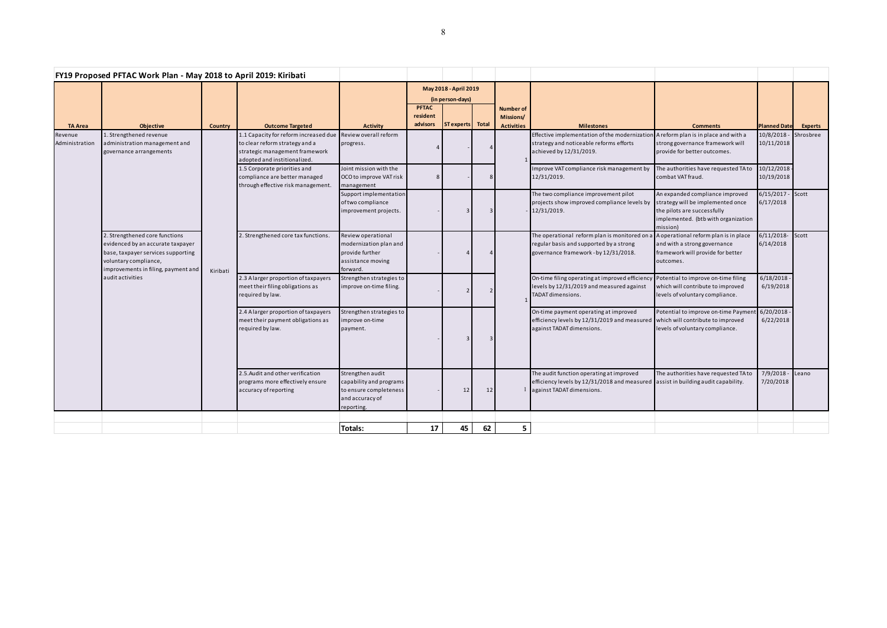## FY19 Proposed PFTAC Work Plan - May 2018 to April 2019: Kiribati

| TA Area | Objective | Country | Outcome Targeted | Activity | May 2018 - April 2019 (in person-days) PFTAC resident advisors | ST experts | Total | Number of Missions/ Activities | Milestones | Comments | Planned Date | Experts |
|---|---|---|---|---|---|---|---|---|---|---|---|---|
| Revenue Administration | 1. Strengthened revenue administration management and governance arrangements | Kiribati | 1.1 Capacity for reform increased due to clear reform strategy and a strategic management framework adopted and institionalized. | Review overall reform progress. | 4 | - | 4 | 1 | Effective implementation of the modernization strategy and noticeable reforms efforts achieved by 12/31/2019. | A reform plan is in place and with a strong governance framework will provide for better outcomes. | 10/8/2018 - 10/11/2018 | Shrosbree |
| | | | 1.5 Corporate priorities and compliance are better managed through effective risk management. | Joint mission with the OCO to improve VAT risk management | 8 | - | 8 | | Improve VAT compliance risk management by 12/31/2019. | The authorities have requested TA to combat VAT fraud. | 10/12/2018 - 10/19/2018 | |
| | | | | Support implementation of two compliance improvement projects. | - | 3 | 3 | - | The two compliance improvement pilot projects show improved compliance levels by 12/31/2019. | An expanded compliance improved strategy will be implemented once the pilots are successfully implemented. (btb with organization mission) | 6/15/2017 - 6/17/2018 | Scott |
| | 2. Strengthened core functions evidenced by an accurate taxpayer base, taxpayer services supporting voluntary compliance, improvements in filing, payment and audit activities | | 2. Strengthened core tax functions. | Review operational modernization plan and provide further assistance moving forward. | - | 4 | 4 | 1 | The operational reform plan is monitored on a regular basis and supported by a strong governance framework - by 12/31/2018. | A operational reform plan is in place and with a strong governance framework will provide for better outcomes. | 6/11/2018- 6/14/2018 | Scott |
| | | | 2.3 A larger proportion of taxpayers meet their filing obligations as required by law. | Strengthen strategies to improve on-time filing. | - | 2 | 2 | | On-time filing operating at improved efficiency levels by 12/31/2019 and measured against TADAT dimensions. | Potential to improve on-time filing which will contribute to improved levels of voluntary compliance. | 6/18/2018 - 6/19/2018 | |
| | | | 2.4 A larger proportion of taxpayers meet their payment obligations as required by law. | Strengthen strategies to improve on-time payment. | - | 3 | 3 | | On-time payment operating at improved efficiency levels by 12/31/2019 and measured against TADAT dimensions. | Potential to improve on-time Payment which will contribute to improved levels of voluntary compliance. | 6/20/2018 - 6/22/2018 | |
| | | | 2.5. Audit and other verification programs more effectively ensure accuracy of reporting | Strengthen audit capability and programs to ensure completeness and accuracy of reporting. | - | 12 | 12 | 1 | The audit function operating at improved efficiency levels by 12/31/2018 and measured against TADAT dimensions. | The authorities have requested TA to assist in building audit capability. | 7/9/2018 - 7/20/2018 | Leano |
| | | | | **Totals:** | **17** | **45** | **62** | **5** | | | | |